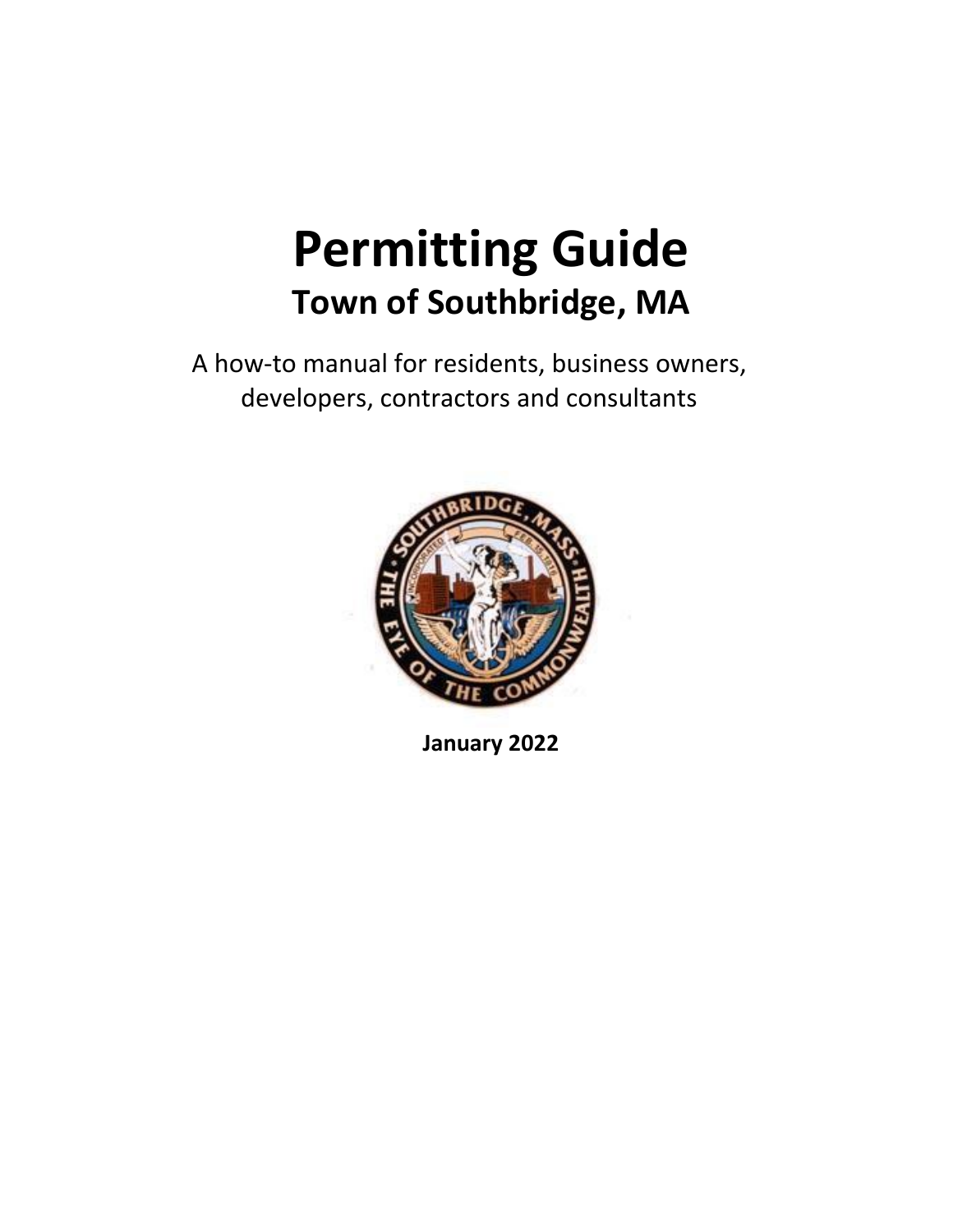# Permitting Guide

## Town of Southbridge, MA

A how-to manual for residents, business owners, developers, contractors and consultants

**January 2022**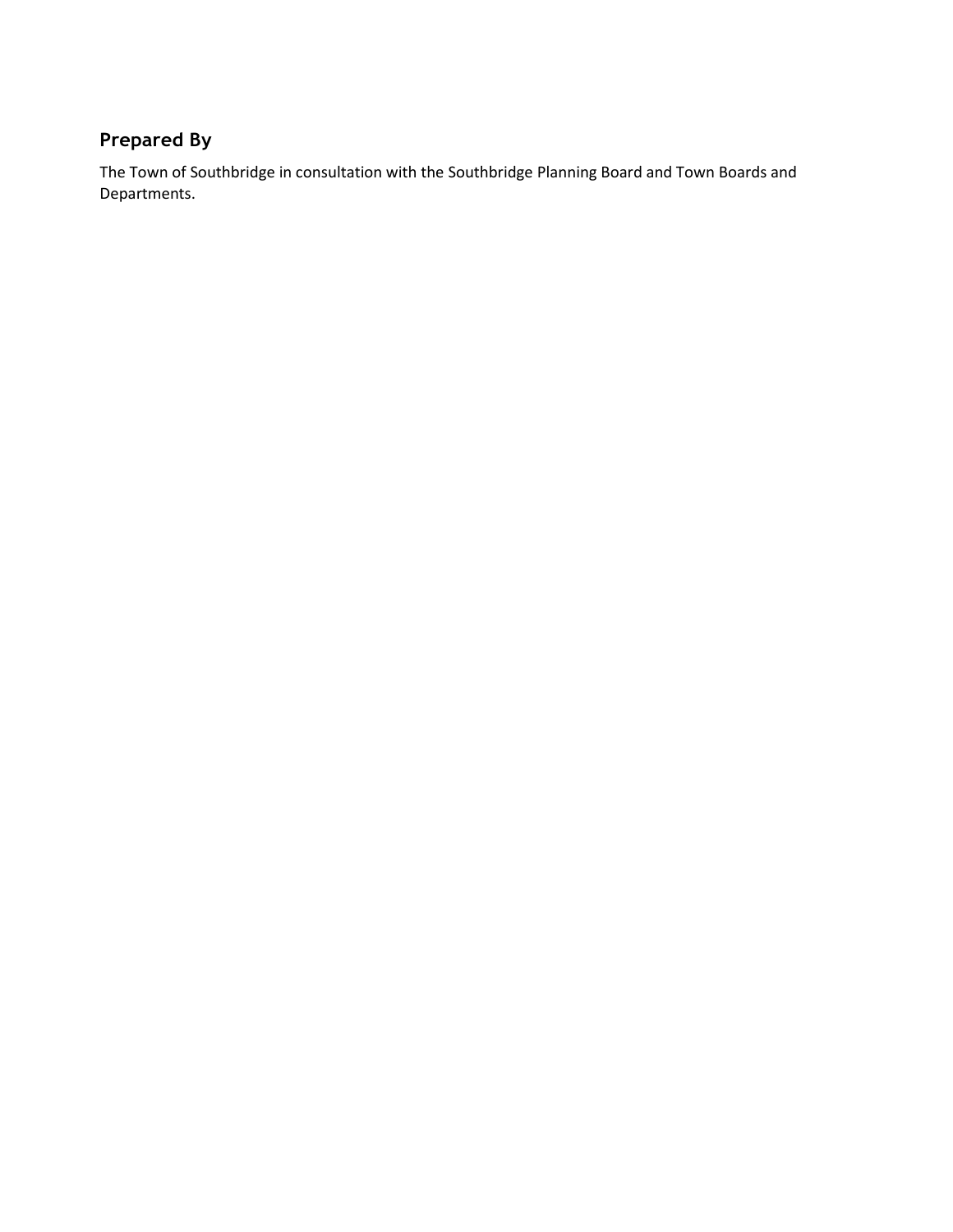## Prepared By

The Town of Southbridge in consultation with the Southbridge Planning Board and Town Boards and Departments.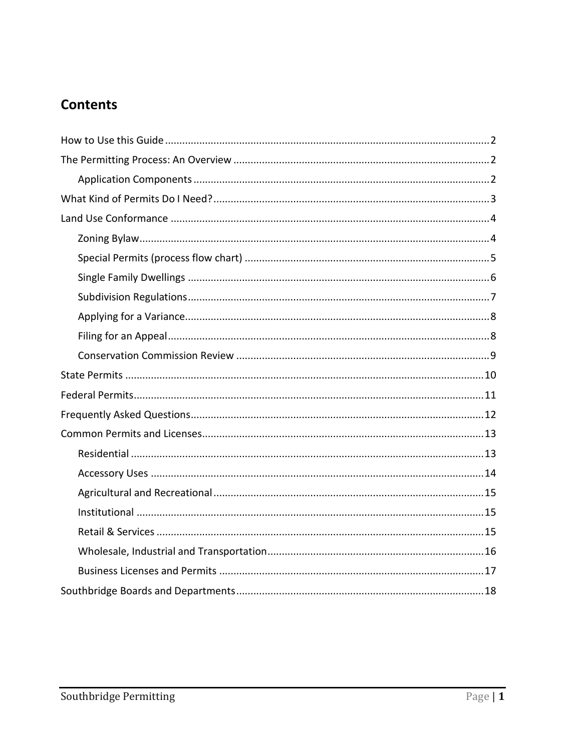## Contents

- How to Use this Guide ........ 2
- The Permitting Process: An Overview ........ 2
  - Application Components ........ 2
- What Kind of Permits Do I Need? ........ 3
- Land Use Conformance ........ 4
  - Zoning Bylaw ........ 4
  - Special Permits (process flow chart) ........ 5
  - Single Family Dwellings ........ 6
  - Subdivision Regulations ........ 7
  - Applying for a Variance ........ 8
  - Filing for an Appeal ........ 8
  - Conservation Commission Review ........ 9
- State Permits ........ 10
- Federal Permits ........ 11
- Frequently Asked Questions ........ 12
- Common Permits and Licenses ........ 13
  - Residential ........ 13
  - Accessory Uses ........ 14
  - Agricultural and Recreational ........ 15
  - Institutional ........ 15
  - Retail & Services ........ 15
  - Wholesale, Industrial and Transportation ........ 16
  - Business Licenses and Permits ........ 17
- Southbridge Boards and Departments ........ 18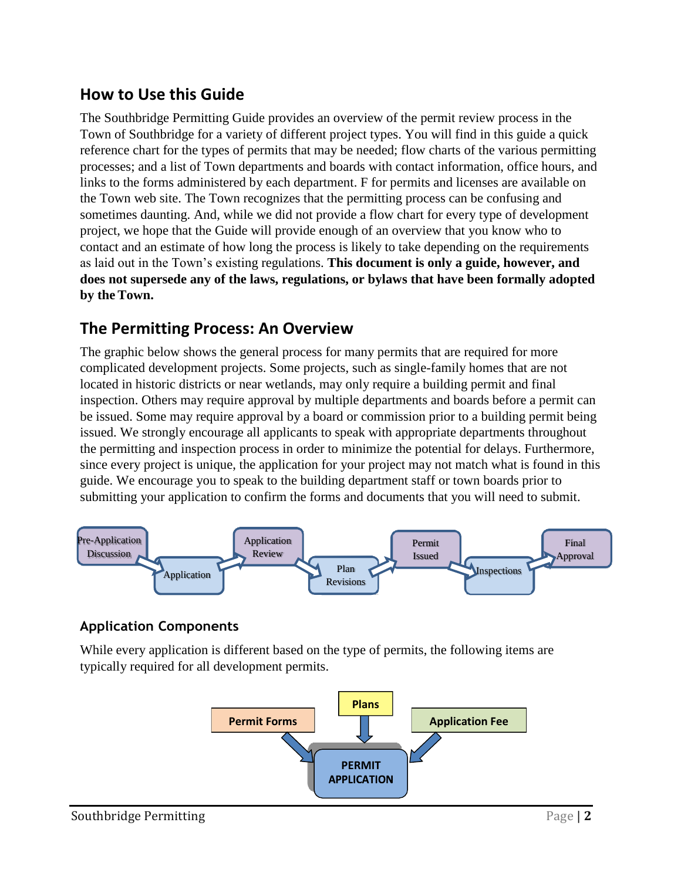## How to Use this Guide

The Southbridge Permitting Guide provides an overview of the permit review process in the Town of Southbridge for a variety of different project types. You will find in this guide a quick reference chart for the types of permits that may be needed; flow charts of the various permitting processes; and a list of Town departments and boards with contact information, office hours, and links to the forms administered by each department. F for permits and licenses are available on the Town web site. The Town recognizes that the permitting process can be confusing and sometimes daunting. And, while we did not provide a flow chart for every type of development project, we hope that the Guide will provide enough of an overview that you know who to contact and an estimate of how long the process is likely to take depending on the requirements as laid out in the Town's existing regulations. **This document is only a guide, however, and does not supersede any of the laws, regulations, or bylaws that have been formally adopted by the Town.**

## The Permitting Process: An Overview

The graphic below shows the general process for many permits that are required for more complicated development projects. Some projects, such as single-family homes that are not located in historic districts or near wetlands, may only require a building permit and final inspection. Others may require approval by multiple departments and boards before a permit can be issued. Some may require approval by a board or commission prior to a building permit being issued. We strongly encourage all applicants to speak with appropriate departments throughout the permitting and inspection process in order to minimize the potential for delays. Furthermore, since every project is unique, the application for your project may not match what is found in this guide. We encourage you to speak to the building department staff or town boards prior to submitting your application to confirm the forms and documents that you will need to submit.

Pre-Application Discussion → Application → Application Review → Plan Revisions → Permit Issued → Inspections → Final Approval

### Application Components

While every application is different based on the type of permits, the following items are typically required for all development permits.

Permit Forms + Plans + Application Fee → PERMIT APPLICATION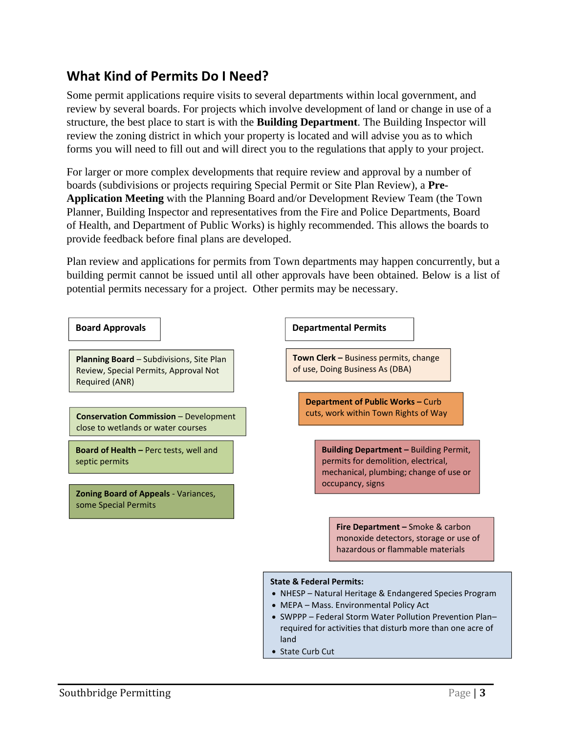## What Kind of Permits Do I Need?

Some permit applications require visits to several departments within local government, and review by several boards. For projects which involve development of land or change in use of a structure, the best place to start is with the **Building Department**. The Building Inspector will review the zoning district in which your property is located and will advise you as to which forms you will need to fill out and will direct you to the regulations that apply to your project.

For larger or more complex developments that require review and approval by a number of boards (subdivisions or projects requiring Special Permit or Site Plan Review), a **Pre-Application Meeting** with the Planning Board and/or Development Review Team (the Town Planner, Building Inspector and representatives from the Fire and Police Departments, Board of Health, and Department of Public Works) is highly recommended. This allows the boards to provide feedback before final plans are developed.

Plan review and applications for permits from Town departments may happen concurrently, but a building permit cannot be issued until all other approvals have been obtained. Below is a list of potential permits necessary for a project. Other permits may be necessary.

### Board Approvals

**Planning Board** – Subdivisions, Site Plan Review, Special Permits, Approval Not Required (ANR)

**Conservation Commission** – Development close to wetlands or water courses

**Board of Health** – Perc tests, well and septic permits

**Zoning Board of Appeals** - Variances, some Special Permits

### Departmental Permits

**Town Clerk** – Business permits, change of use, Doing Business As (DBA)

**Department of Public Works** – Curb cuts, work within Town Rights of Way

**Building Department** – Building Permit, permits for demolition, electrical, mechanical, plumbing; change of use or occupancy, signs

**Fire Department** – Smoke & carbon monoxide detectors, storage or use of hazardous or flammable materials

**State & Federal Permits:**

- NHESP – Natural Heritage & Endangered Species Program
- MEPA – Mass. Environmental Policy Act
- SWPPP – Federal Storm Water Pollution Prevention Plan– required for activities that disturb more than one acre of land
- State Curb Cut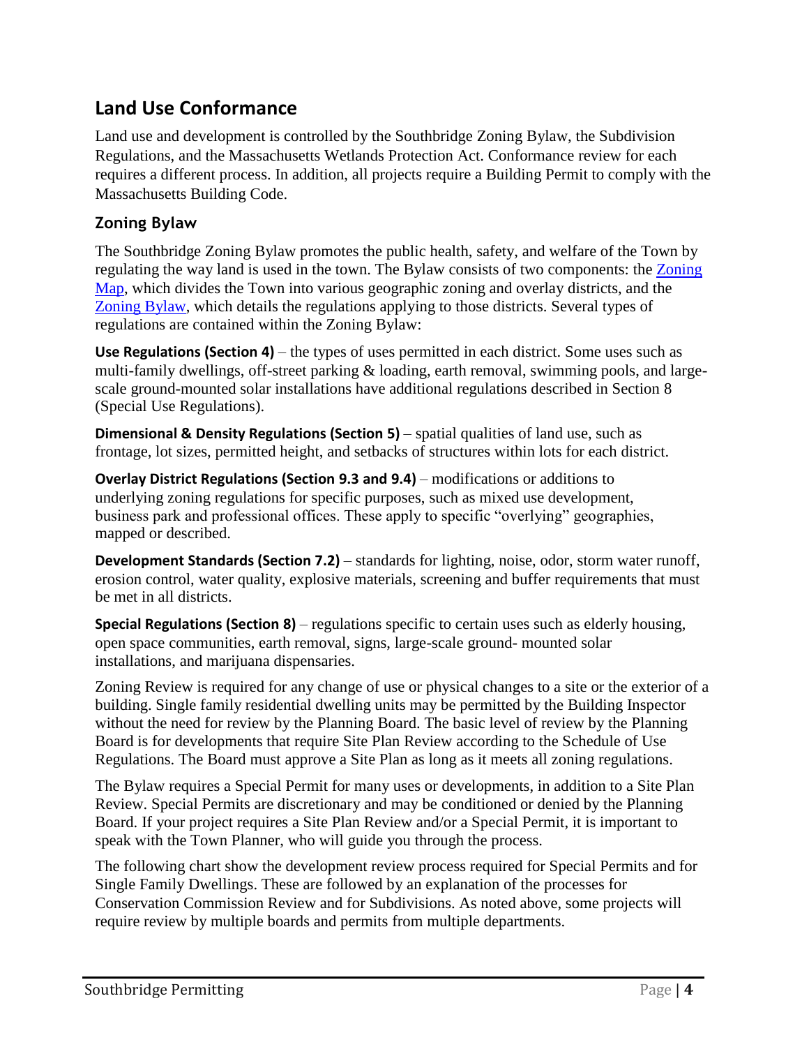## Land Use Conformance

Land use and development is controlled by the Southbridge Zoning Bylaw, the Subdivision Regulations, and the Massachusetts Wetlands Protection Act. Conformance review for each requires a different process. In addition, all projects require a Building Permit to comply with the Massachusetts Building Code.

### Zoning Bylaw

The Southbridge Zoning Bylaw promotes the public health, safety, and welfare of the Town by regulating the way land is used in the town. The Bylaw consists of two components: the Zoning Map, which divides the Town into various geographic zoning and overlay districts, and the Zoning Bylaw, which details the regulations applying to those districts. Several types of regulations are contained within the Zoning Bylaw:

**Use Regulations (Section 4)** – the types of uses permitted in each district. Some uses such as multi-family dwellings, off-street parking & loading, earth removal, swimming pools, and large-scale ground-mounted solar installations have additional regulations described in Section 8 (Special Use Regulations).

**Dimensional & Density Regulations (Section 5)** – spatial qualities of land use, such as frontage, lot sizes, permitted height, and setbacks of structures within lots for each district.

**Overlay District Regulations (Section 9.3 and 9.4)** – modifications or additions to underlying zoning regulations for specific purposes, such as mixed use development, business park and professional offices. These apply to specific "overlying" geographies, mapped or described.

**Development Standards (Section 7.2)** – standards for lighting, noise, odor, storm water runoff, erosion control, water quality, explosive materials, screening and buffer requirements that must be met in all districts.

**Special Regulations (Section 8)** – regulations specific to certain uses such as elderly housing, open space communities, earth removal, signs, large-scale ground- mounted solar installations, and marijuana dispensaries.

Zoning Review is required for any change of use or physical changes to a site or the exterior of a building. Single family residential dwelling units may be permitted by the Building Inspector without the need for review by the Planning Board. The basic level of review by the Planning Board is for developments that require Site Plan Review according to the Schedule of Use Regulations. The Board must approve a Site Plan as long as it meets all zoning regulations.

The Bylaw requires a Special Permit for many uses or developments, in addition to a Site Plan Review. Special Permits are discretionary and may be conditioned or denied by the Planning Board. If your project requires a Site Plan Review and/or a Special Permit, it is important to speak with the Town Planner, who will guide you through the process.

The following chart show the development review process required for Special Permits and for Single Family Dwellings. These are followed by an explanation of the processes for Conservation Commission Review and for Subdivisions. As noted above, some projects will require review by multiple boards and permits from multiple departments.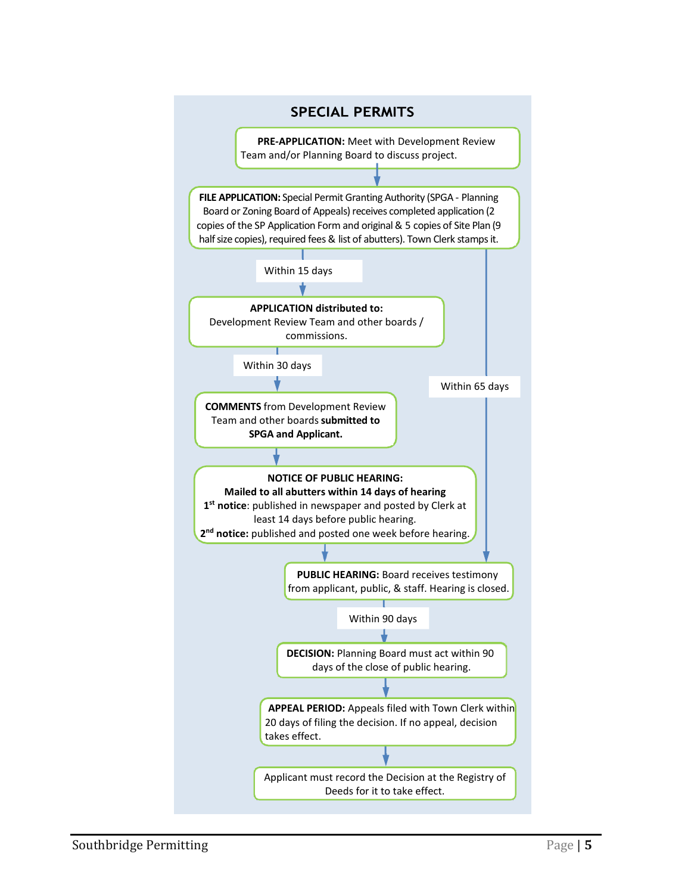## SPECIAL PERMITS

**PRE-APPLICATION:** Meet with Development Review Team and/or Planning Board to discuss project.

↓

**FILE APPLICATION:** Special Permit Granting Authority (SPGA - Planning Board or Zoning Board of Appeals) receives completed application (2 copies of the SP Application Form and original & 5 copies of Site Plan (9 half size copies), required fees & list of abutters). Town Clerk stamps it.

↓ Within 15 days

**APPLICATION distributed to:** Development Review Team and other boards / commissions.

↓ Within 30 days

**COMMENTS** from Development Review Team and other boards **submitted to SPGA and Applicant.**

↓

**NOTICE OF PUBLIC HEARING:**
**Mailed to all abutters within 14 days of hearing**
**1st notice**: published in newspaper and posted by Clerk at least 14 days before public hearing.
**2nd notice:** published and posted one week before hearing.

↓ (Within 65 days of filing application)

**PUBLIC HEARING:** Board receives testimony from applicant, public, & staff. Hearing is closed.

↓ Within 90 days

**DECISION:** Planning Board must act within 90 days of the close of public hearing.

↓

**APPEAL PERIOD:** Appeals filed with Town Clerk within 20 days of filing the decision. If no appeal, decision takes effect.

↓

Applicant must record the Decision at the Registry of Deeds for it to take effect.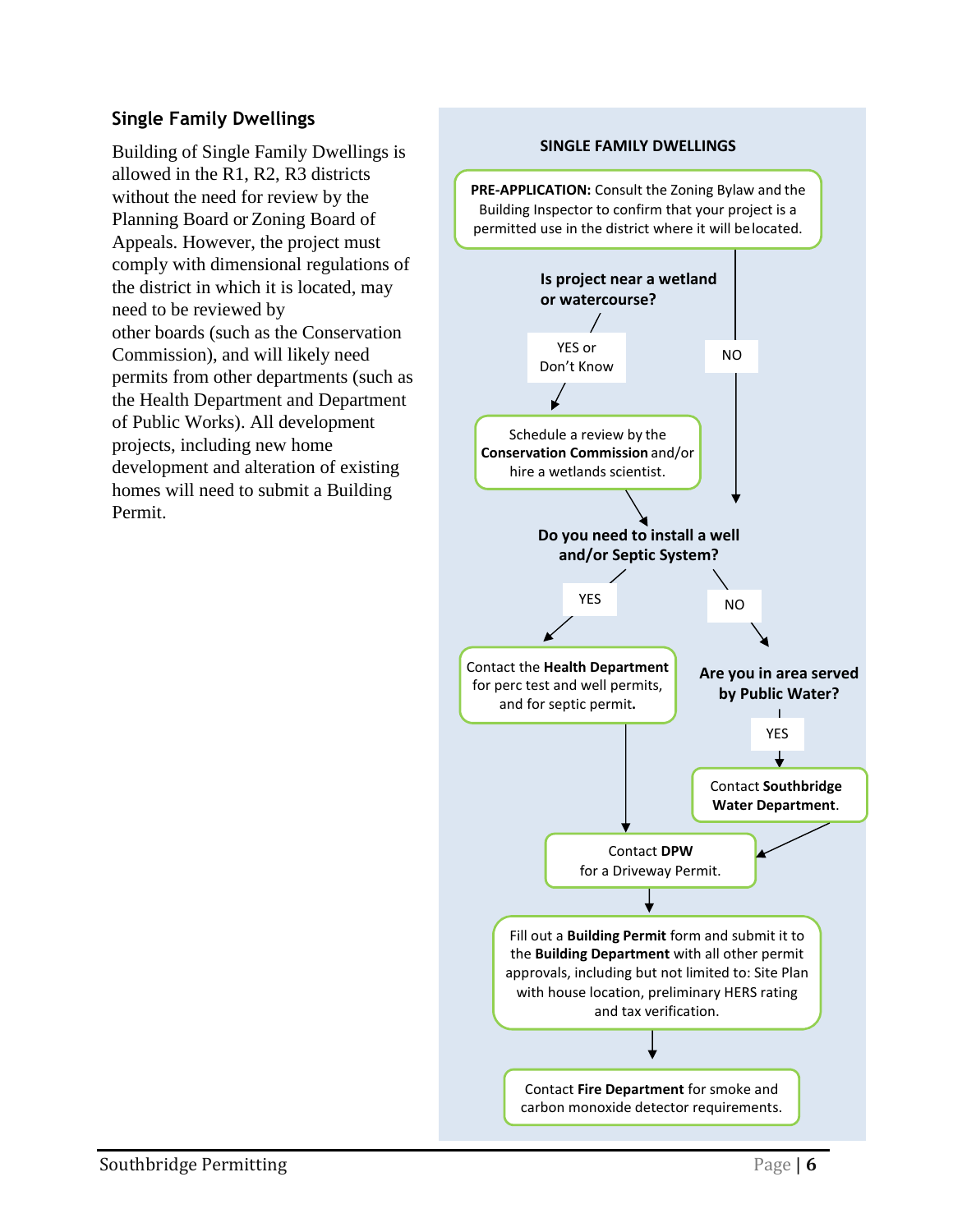## Single Family Dwellings

Building of Single Family Dwellings is allowed in the R1, R2, R3 districts without the need for review by the Planning Board or Zoning Board of Appeals. However, the project must comply with dimensional regulations of the district in which it is located, may need to be reviewed by other boards (such as the Conservation Commission), and will likely need permits from other departments (such as the Health Department and Department of Public Works). All development projects, including new home development and alteration of existing homes will need to submit a Building Permit.

### SINGLE FAMILY DWELLINGS

**PRE-APPLICATION:** Consult the Zoning Bylaw and the Building Inspector to confirm that your project is a permitted use in the district where it will be located.

**Is project near a wetland or watercourse?**

- YES or Don't Know → Schedule a review by the **Conservation Commission** and/or hire a wetlands scientist. → proceed to next question
- NO → proceed to next question

**Do you need to install a well and/or Septic System?**

- YES → Contact the **Health Department** for perc test and well permits, and for septic permit. → Contact **DPW** for a Driveway Permit.
- NO → **Are you in area served by Public Water?**
  - YES → Contact **Southbridge Water Department**. → Contact **DPW** for a Driveway Permit.

Contact **DPW** for a Driveway Permit.

↓

Fill out a **Building Permit** form and submit it to the **Building Department** with all other permit approvals, including but not limited to: Site Plan with house location, preliminary HERS rating and tax verification.

↓

Contact **Fire Department** for smoke and carbon monoxide detector requirements.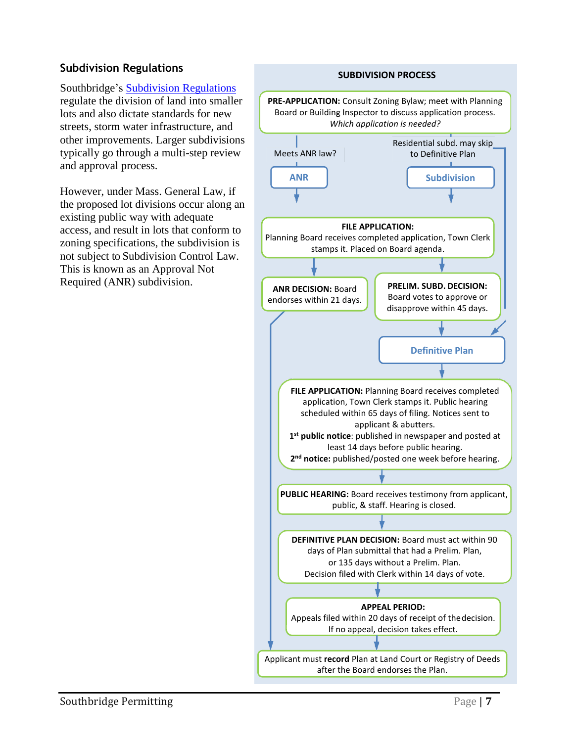## Subdivision Regulations

Southbridge's Subdivision Regulations regulate the division of land into smaller lots and also dictate standards for new streets, storm water infrastructure, and other improvements. Larger subdivisions typically go through a multi-step review and approval process.

However, under Mass. General Law, if the proposed lot divisions occur along an existing public way with adequate access, and result in lots that conform to zoning specifications, the subdivision is not subject to Subdivision Control Law. This is known as an Approval Not Required (ANR) subdivision.

### SUBDIVISION PROCESS

**PRE-APPLICATION:** Consult Zoning Bylaw; meet with Planning Board or Building Inspector to discuss application process. *Which application is needed?*

Meets ANR law? → **ANR**

Residential subd. may skip to Definitive Plan → **Subdivision**

**FILE APPLICATION:** Planning Board receives completed application, Town Clerk stamps it. Placed on Board agenda.

**ANR DECISION:** Board endorses within 21 days.

**PRELIM. SUBD. DECISION:** Board votes to approve or disapprove within 45 days.

**Definitive Plan**

**FILE APPLICATION:** Planning Board receives completed application, Town Clerk stamps it. Public hearing scheduled within 65 days of filing. Notices sent to applicant & abutters.
**1st public notice**: published in newspaper and posted at least 14 days before public hearing.
**2nd notice:** published/posted one week before hearing.

**PUBLIC HEARING:** Board receives testimony from applicant, public, & staff. Hearing is closed.

**DEFINITIVE PLAN DECISION:** Board must act within 90 days of Plan submittal that had a Prelim. Plan, or 135 days without a Prelim. Plan. Decision filed with Clerk within 14 days of vote.

**APPEAL PERIOD:** Appeals filed within 20 days of receipt of the decision. If no appeal, decision takes effect.

Applicant must **record** Plan at Land Court or Registry of Deeds after the Board endorses the Plan.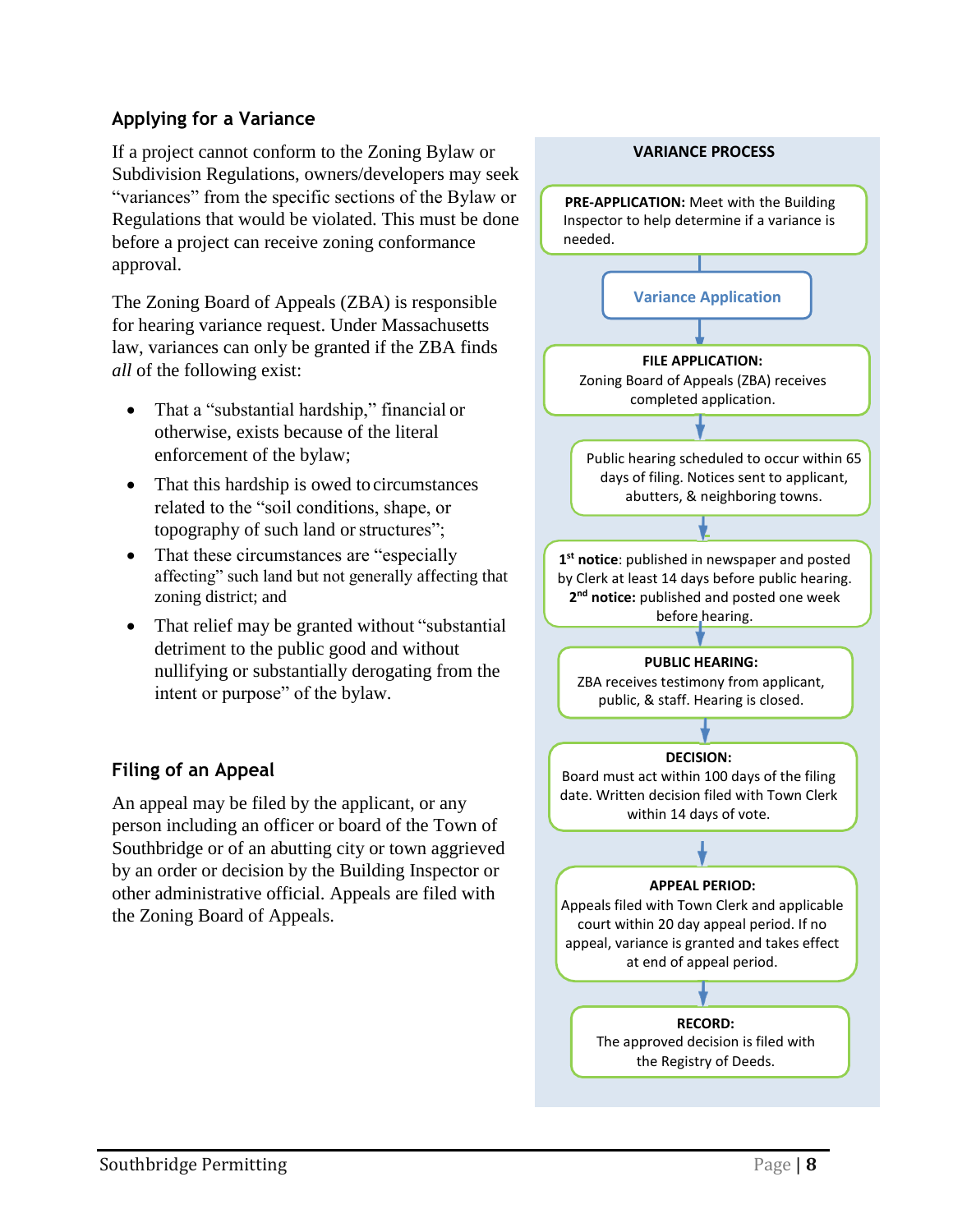## Applying for a Variance

If a project cannot conform to the Zoning Bylaw or Subdivision Regulations, owners/developers may seek "variances" from the specific sections of the Bylaw or Regulations that would be violated. This must be done before a project can receive zoning conformance approval.

The Zoning Board of Appeals (ZBA) is responsible for hearing variance request. Under Massachusetts law, variances can only be granted if the ZBA finds *all* of the following exist:

- That a "substantial hardship," financial or otherwise, exists because of the literal enforcement of the bylaw;
- That this hardship is owed to circumstances related to the "soil conditions, shape, or topography of such land or structures";
- That these circumstances are "especially affecting" such land but not generally affecting that zoning district; and
- That relief may be granted without "substantial detriment to the public good and without nullifying or substantially derogating from the intent or purpose" of the bylaw.

## Filing of an Appeal

An appeal may be filed by the applicant, or any person including an officer or board of the Town of Southbridge or of an abutting city or town aggrieved by an order or decision by the Building Inspector or other administrative official. Appeals are filed with the Zoning Board of Appeals.

### VARIANCE PROCESS

**PRE-APPLICATION:** Meet with the Building Inspector to help determine if a variance is needed.

↓

**Variance Application**

↓

**FILE APPLICATION:** Zoning Board of Appeals (ZBA) receives completed application.

↓

Public hearing scheduled to occur within 65 days of filing. Notices sent to applicant, abutters, & neighboring towns.

↓

**1st notice**: published in newspaper and posted by Clerk at least 14 days before public hearing. **2nd notice:** published and posted one week before hearing.

↓

**PUBLIC HEARING:** ZBA receives testimony from applicant, public, & staff. Hearing is closed.

↓

**DECISION:** Board must act within 100 days of the filing date. Written decision filed with Town Clerk within 14 days of vote.

↓

**APPEAL PERIOD:** Appeals filed with Town Clerk and applicable court within 20 day appeal period. If no appeal, variance is granted and takes effect at end of appeal period.

↓

**RECORD:** The approved decision is filed with the Registry of Deeds.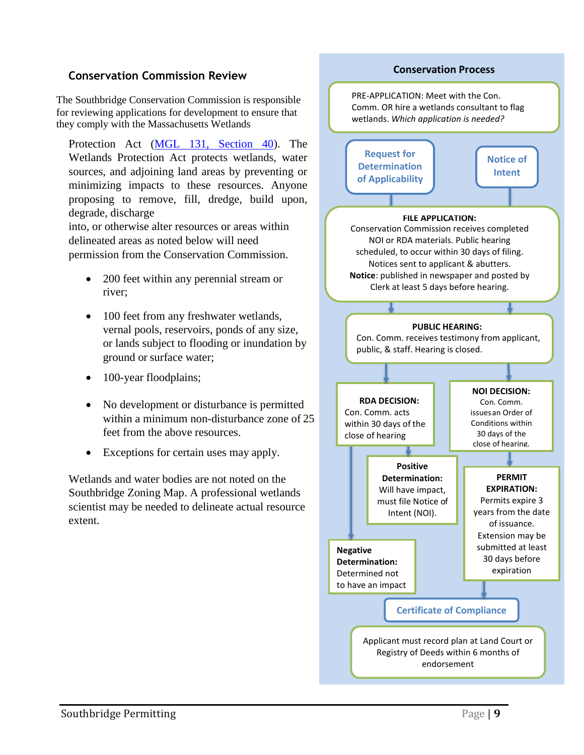## Conservation Commission Review

The Southbridge Conservation Commission is responsible for reviewing applications for development to ensure that they comply with the Massachusetts Wetlands Protection Act (MGL 131, Section 40). The Wetlands Protection Act protects wetlands, water sources, and adjoining land areas by preventing or minimizing impacts to these resources. Anyone proposing to remove, fill, dredge, build upon, degrade, discharge into, or otherwise alter resources or areas within delineated areas as noted below will need permission from the Conservation Commission.

- 200 feet within any perennial stream or river;
- 100 feet from any freshwater wetlands, vernal pools, reservoirs, ponds of any size, or lands subject to flooding or inundation by ground or surface water;
- 100-year floodplains;
- No development or disturbance is permitted within a minimum non-disturbance zone of 25 feet from the above resources.
- Exceptions for certain uses may apply.

Wetlands and water bodies are not noted on the Southbridge Zoning Map. A professional wetlands scientist may be needed to delineate actual resource extent.

### Conservation Process

PRE-APPLICATION: Meet with the Con. Comm. OR hire a wetlands consultant to flag wetlands. *Which application is needed?*

**Request for Determination of Applicability** | **Notice of Intent**

**FILE APPLICATION:** Conservation Commission receives completed NOI or RDA materials. Public hearing scheduled, to occur within 30 days of filing. Notices sent to applicant & abutters. **Notice**: published in newspaper and posted by Clerk at least 5 days before hearing.

**PUBLIC HEARING:** Con. Comm. receives testimony from applicant, public, & staff. Hearing is closed.

**RDA DECISION:** Con. Comm. acts within 30 days of the close of hearing

- **Positive Determination:** Will have impact, must file Notice of Intent (NOI).
- **Negative Determination:** Determined not to have an impact

**NOI DECISION:** Con. Comm. issues an Order of Conditions within 30 days of the close of hearing.

**PERMIT EXPIRATION:** Permits expire 3 years from the date of issuance. Extension may be submitted at least 30 days before expiration

**Certificate of Compliance**

Applicant must record plan at Land Court or Registry of Deeds within 6 months of endorsement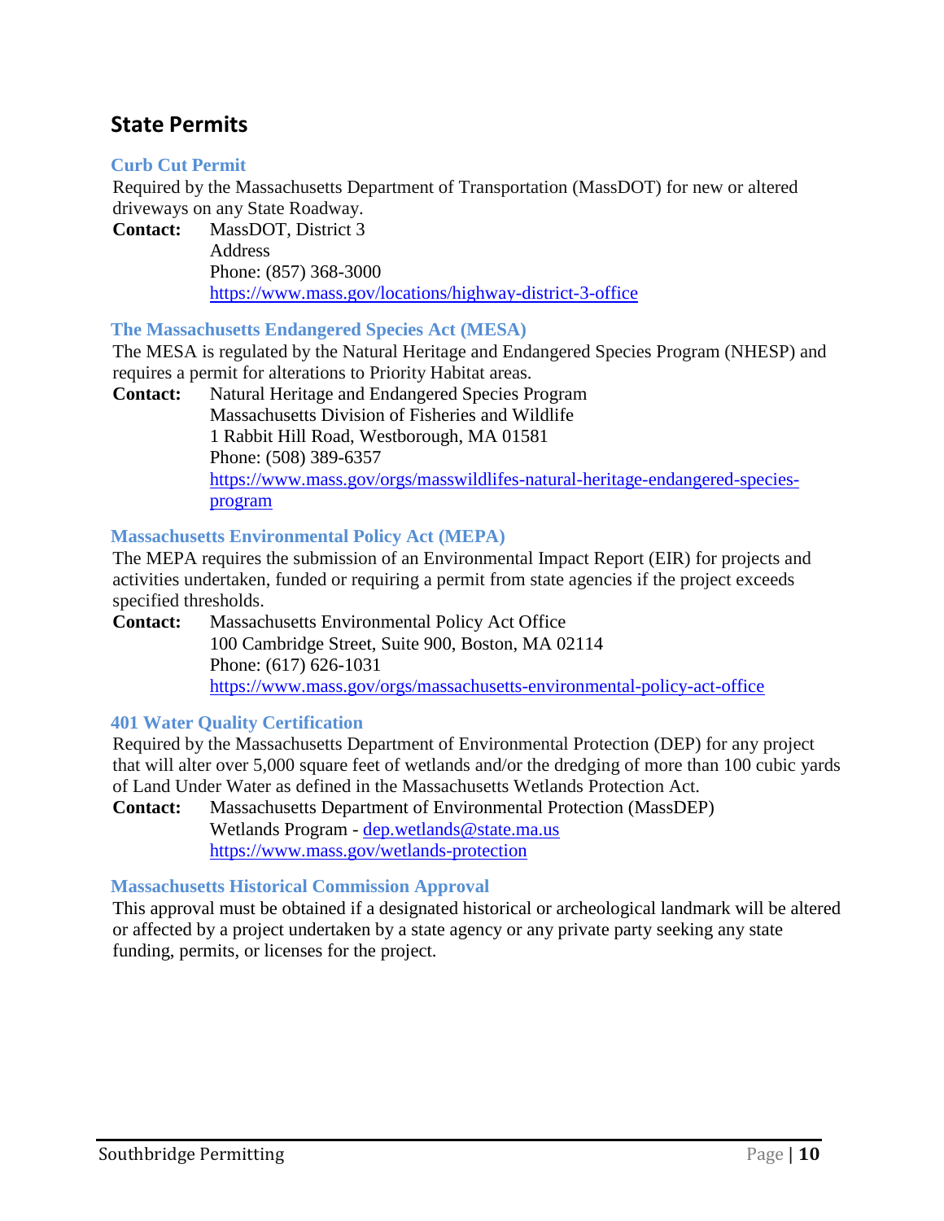## State Permits

### Curb Cut Permit

Required by the Massachusetts Department of Transportation (MassDOT) for new or altered driveways on any State Roadway.

**Contact:** MassDOT, District 3
Address
Phone: (857) 368-3000
https://www.mass.gov/locations/highway-district-3-office

### The Massachusetts Endangered Species Act (MESA)

The MESA is regulated by the Natural Heritage and Endangered Species Program (NHESP) and requires a permit for alterations to Priority Habitat areas.

**Contact:** Natural Heritage and Endangered Species Program
Massachusetts Division of Fisheries and Wildlife
1 Rabbit Hill Road, Westborough, MA 01581
Phone: (508) 389-6357
https://www.mass.gov/orgs/masswildlifes-natural-heritage-endangered-species-program

### Massachusetts Environmental Policy Act (MEPA)

The MEPA requires the submission of an Environmental Impact Report (EIR) for projects and activities undertaken, funded or requiring a permit from state agencies if the project exceeds specified thresholds.

**Contact:** Massachusetts Environmental Policy Act Office
100 Cambridge Street, Suite 900, Boston, MA 02114
Phone: (617) 626-1031
https://www.mass.gov/orgs/massachusetts-environmental-policy-act-office

### 401 Water Quality Certification

Required by the Massachusetts Department of Environmental Protection (DEP) for any project that will alter over 5,000 square feet of wetlands and/or the dredging of more than 100 cubic yards of Land Under Water as defined in the Massachusetts Wetlands Protection Act.

**Contact:** Massachusetts Department of Environmental Protection (MassDEP)
Wetlands Program - dep.wetlands@state.ma.us
https://www.mass.gov/wetlands-protection

### Massachusetts Historical Commission Approval

This approval must be obtained if a designated historical or archeological landmark will be altered or affected by a project undertaken by a state agency or any private party seeking any state funding, permits, or licenses for the project.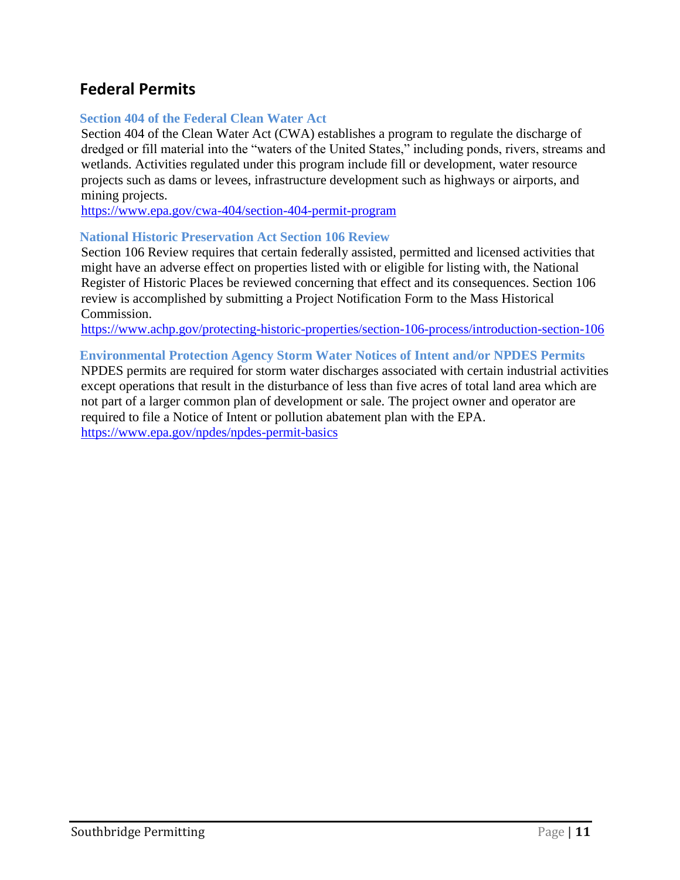## Federal Permits

### Section 404 of the Federal Clean Water Act

Section 404 of the Clean Water Act (CWA) establishes a program to regulate the discharge of dredged or fill material into the "waters of the United States," including ponds, rivers, streams and wetlands. Activities regulated under this program include fill or development, water resource projects such as dams or levees, infrastructure development such as highways or airports, and mining projects.

https://www.epa.gov/cwa-404/section-404-permit-program

### National Historic Preservation Act Section 106 Review

Section 106 Review requires that certain federally assisted, permitted and licensed activities that might have an adverse effect on properties listed with or eligible for listing with, the National Register of Historic Places be reviewed concerning that effect and its consequences. Section 106 review is accomplished by submitting a Project Notification Form to the Mass Historical Commission.

https://www.achp.gov/protecting-historic-properties/section-106-process/introduction-section-106

### Environmental Protection Agency Storm Water Notices of Intent and/or NPDES Permits

NPDES permits are required for storm water discharges associated with certain industrial activities except operations that result in the disturbance of less than five acres of total land area which are not part of a larger common plan of development or sale. The project owner and operator are required to file a Notice of Intent or pollution abatement plan with the EPA.

https://www.epa.gov/npdes/npdes-permit-basics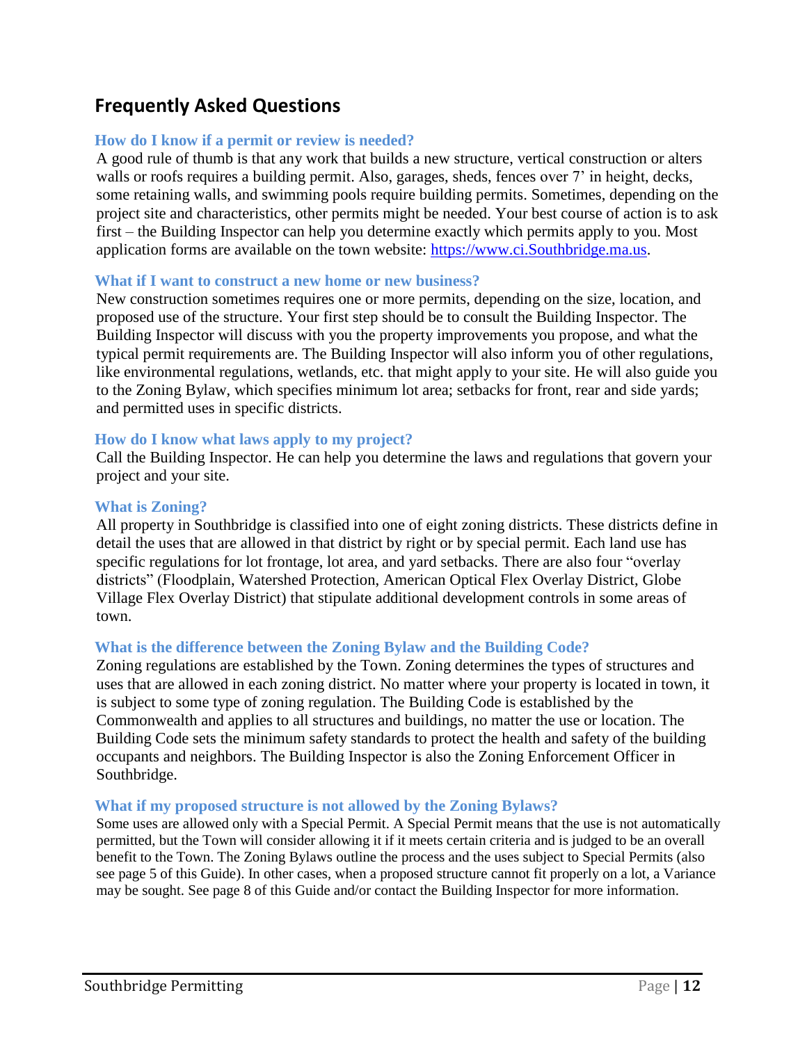## Frequently Asked Questions

### How do I know if a permit or review is needed?

A good rule of thumb is that any work that builds a new structure, vertical construction or alters walls or roofs requires a building permit. Also, garages, sheds, fences over 7' in height, decks, some retaining walls, and swimming pools require building permits. Sometimes, depending on the project site and characteristics, other permits might be needed. Your best course of action is to ask first – the Building Inspector can help you determine exactly which permits apply to you. Most application forms are available on the town website: [https://www.ci.Southbridge.ma.us](https://www.ci.Southbridge.ma.us).

### What if I want to construct a new home or new business?

New construction sometimes requires one or more permits, depending on the size, location, and proposed use of the structure. Your first step should be to consult the Building Inspector. The Building Inspector will discuss with you the property improvements you propose, and what the typical permit requirements are. The Building Inspector will also inform you of other regulations, like environmental regulations, wetlands, etc. that might apply to your site. He will also guide you to the Zoning Bylaw, which specifies minimum lot area; setbacks for front, rear and side yards; and permitted uses in specific districts.

### How do I know what laws apply to my project?

Call the Building Inspector. He can help you determine the laws and regulations that govern your project and your site.

### What is Zoning?

All property in Southbridge is classified into one of eight zoning districts. These districts define in detail the uses that are allowed in that district by right or by special permit. Each land use has specific regulations for lot frontage, lot area, and yard setbacks. There are also four "overlay districts" (Floodplain, Watershed Protection, American Optical Flex Overlay District, Globe Village Flex Overlay District) that stipulate additional development controls in some areas of town.

### What is the difference between the Zoning Bylaw and the Building Code?

Zoning regulations are established by the Town. Zoning determines the types of structures and uses that are allowed in each zoning district. No matter where your property is located in town, it is subject to some type of zoning regulation. The Building Code is established by the Commonwealth and applies to all structures and buildings, no matter the use or location. The Building Code sets the minimum safety standards to protect the health and safety of the building occupants and neighbors. The Building Inspector is also the Zoning Enforcement Officer in Southbridge.

### What if my proposed structure is not allowed by the Zoning Bylaws?

Some uses are allowed only with a Special Permit. A Special Permit means that the use is not automatically permitted, but the Town will consider allowing it if it meets certain criteria and is judged to be an overall benefit to the Town. The Zoning Bylaws outline the process and the uses subject to Special Permits (also see page 5 of this Guide). In other cases, when a proposed structure cannot fit properly on a lot, a Variance may be sought. See page 8 of this Guide and/or contact the Building Inspector for more information.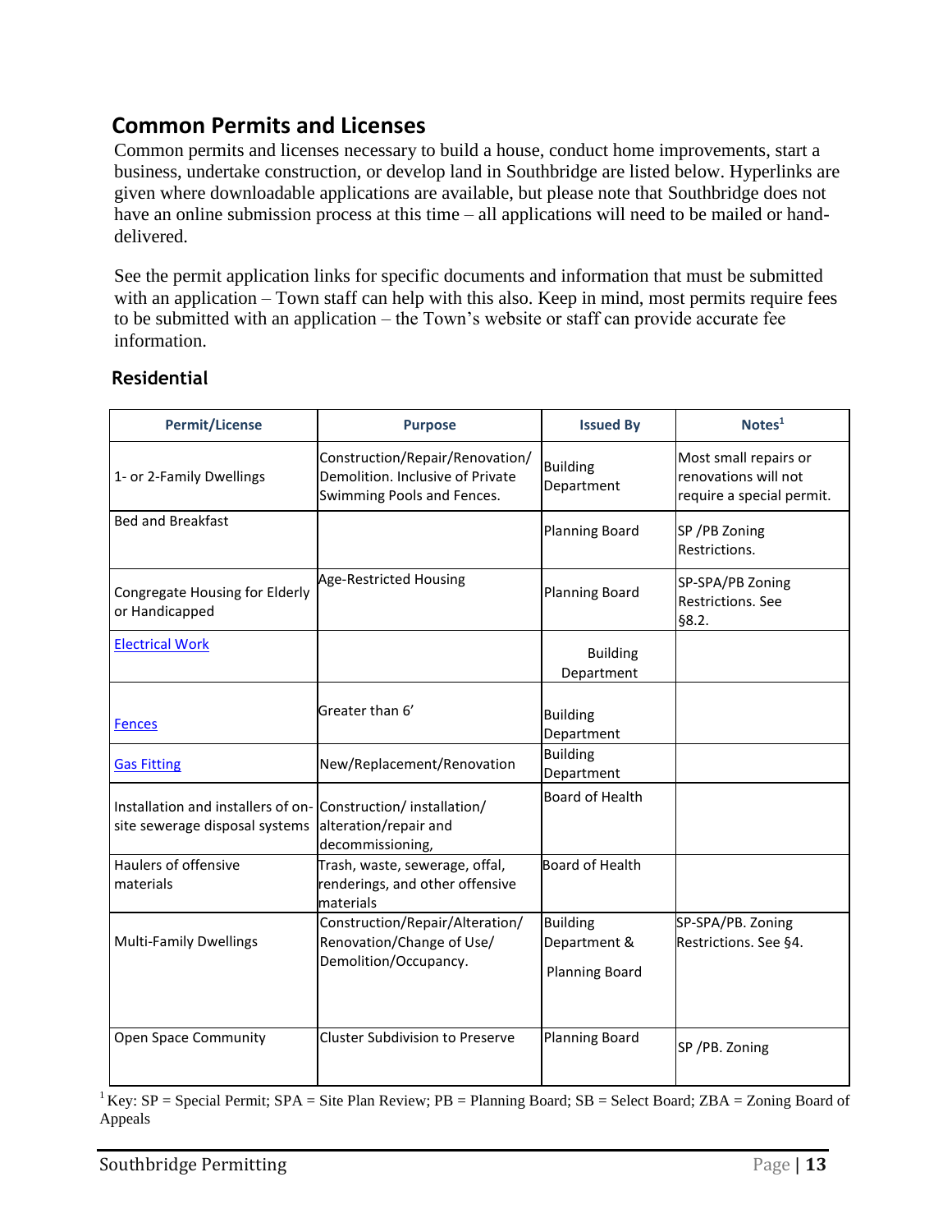## Common Permits and Licenses

Common permits and licenses necessary to build a house, conduct home improvements, start a business, undertake construction, or develop land in Southbridge are listed below. Hyperlinks are given where downloadable applications are available, but please note that Southbridge does not have an online submission process at this time – all applications will need to be mailed or hand-delivered.

See the permit application links for specific documents and information that must be submitted with an application – Town staff can help with this also. Keep in mind, most permits require fees to be submitted with an application – the Town's website or staff can provide accurate fee information.

### Residential

| Permit/License | Purpose | Issued By | Notes[1] |
|---|---|---|---|
| 1- or 2-Family Dwellings | Construction/Repair/Renovation/ Demolition. Inclusive of Private Swimming Pools and Fences. | Building Department | Most small repairs or renovations will not require a special permit. |
| Bed and Breakfast | | Planning Board | SP /PB Zoning Restrictions. |
| Congregate Housing for Elderly or Handicapped | Age-Restricted Housing | Planning Board | SP-SPA/PB Zoning Restrictions. See §8.2. |
| Electrical Work | | Building Department | |
| Fences | Greater than 6' | Building Department | |
| Gas Fitting | New/Replacement/Renovation | Building Department | |
| Installation and installers of on-site sewerage disposal systems | Construction/ installation/ alteration/repair and decommissioning, | Board of Health | |
| Haulers of offensive materials | Trash, waste, sewerage, offal, renderings, and other offensive materials | Board of Health | |
| Multi-Family Dwellings | Construction/Repair/Alteration/ Renovation/Change of Use/ Demolition/Occupancy. | Building Department & Planning Board | SP-SPA/PB. Zoning Restrictions. See §4. |
| Open Space Community | Cluster Subdivision to Preserve | Planning Board | SP /PB. Zoning |

[1] Key: SP = Special Permit; SPA = Site Plan Review; PB = Planning Board; SB = Select Board; ZBA = Zoning Board of Appeals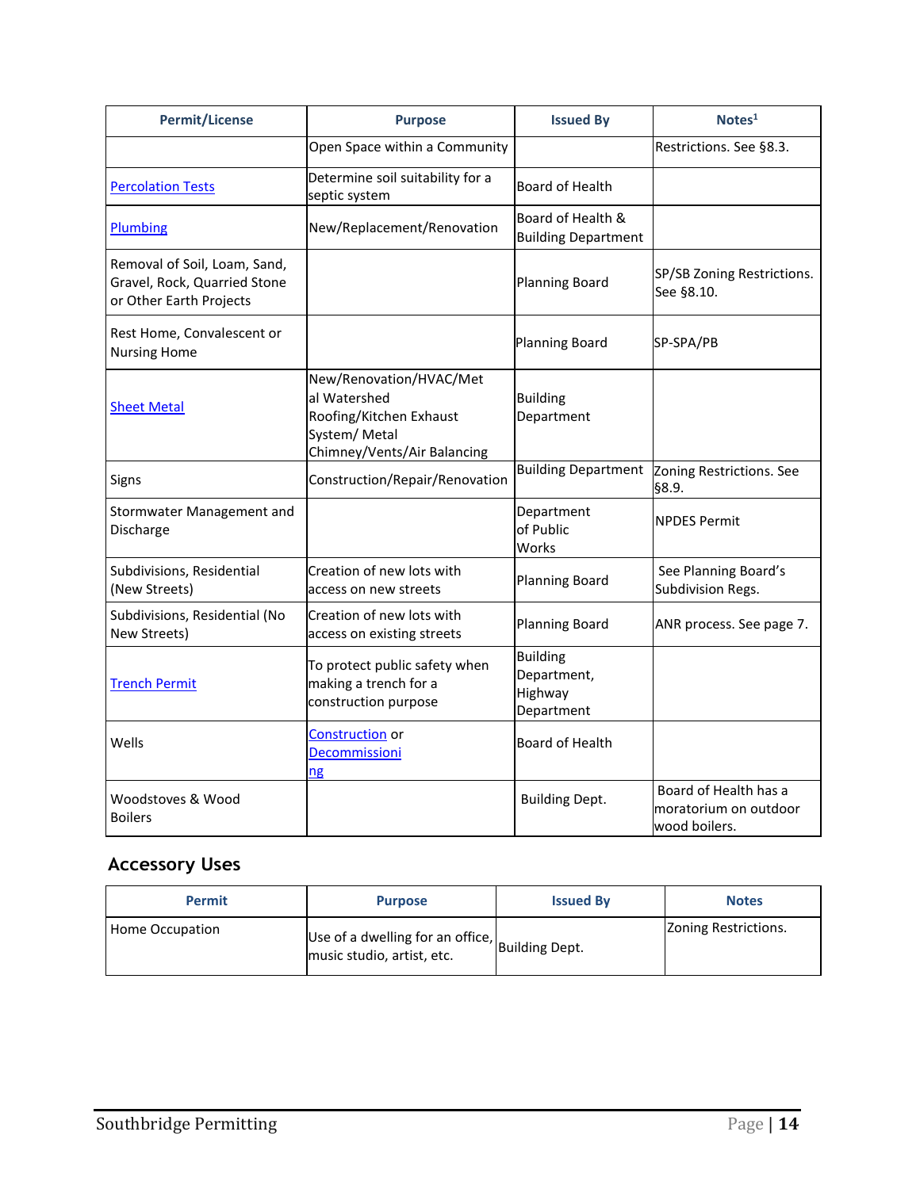| Permit/License | Purpose | Issued By | Notes[1] |
| --- | --- | --- | --- |
| | Open Space within a Community | | Restrictions. See §8.3. |
| Percolation Tests | Determine soil suitability for a septic system | Board of Health | |
| Plumbing | New/Replacement/Renovation | Board of Health & Building Department | |
| Removal of Soil, Loam, Sand, Gravel, Rock, Quarried Stone or Other Earth Projects | | Planning Board | SP/SB Zoning Restrictions. See §8.10. |
| Rest Home, Convalescent or Nursing Home | | Planning Board | SP-SPA/PB |
| Sheet Metal | New/Renovation/HVAC/Metal Watershed Roofing/Kitchen Exhaust System/ Metal Chimney/Vents/Air Balancing | Building Department | |
| Signs | Construction/Repair/Renovation | Building Department | Zoning Restrictions. See §8.9. |
| Stormwater Management and Discharge | | Department of Public Works | NPDES Permit |
| Subdivisions, Residential (New Streets) | Creation of new lots with access on new streets | Planning Board | See Planning Board's Subdivision Regs. |
| Subdivisions, Residential (No New Streets) | Creation of new lots with access on existing streets | Planning Board | ANR process. See page 7. |
| Trench Permit | To protect public safety when making a trench for a construction purpose | Building Department, Highway Department | |
| Wells | Construction or Decommissioning | Board of Health | |
| Woodstoves & Wood Boilers | | Building Dept. | Board of Health has a moratorium on outdoor wood boilers. |

## Accessory Uses

| Permit | Purpose | Issued By | Notes |
| --- | --- | --- | --- |
| Home Occupation | Use of a dwelling for an office, music studio, artist, etc. | Building Dept. | Zoning Restrictions. |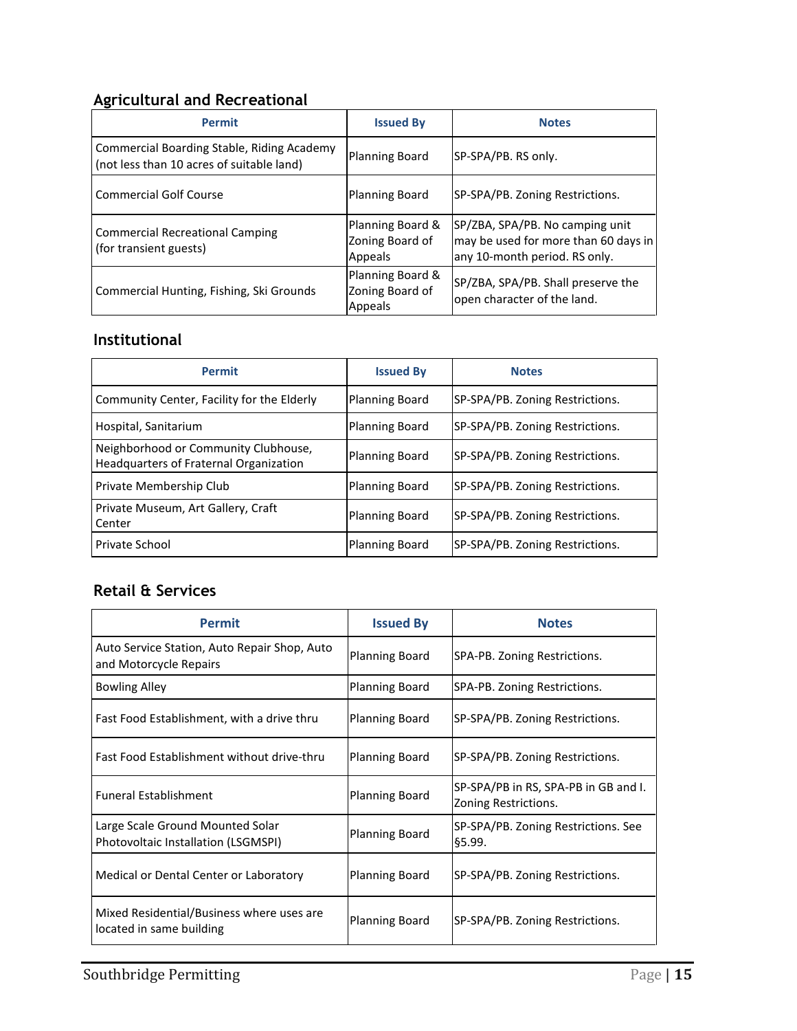## Agricultural and Recreational

| Permit | Issued By | Notes |
|---|---|---|
| Commercial Boarding Stable, Riding Academy (not less than 10 acres of suitable land) | Planning Board | SP-SPA/PB. RS only. |
| Commercial Golf Course | Planning Board | SP-SPA/PB. Zoning Restrictions. |
| Commercial Recreational Camping (for transient guests) | Planning Board & Zoning Board of Appeals | SP/ZBA, SPA/PB. No camping unit may be used for more than 60 days in any 10-month period. RS only. |
| Commercial Hunting, Fishing, Ski Grounds | Planning Board & Zoning Board of Appeals | SP/ZBA, SPA/PB. Shall preserve the open character of the land. |

## Institutional

| Permit | Issued By | Notes |
|---|---|---|
| Community Center, Facility for the Elderly | Planning Board | SP-SPA/PB. Zoning Restrictions. |
| Hospital, Sanitarium | Planning Board | SP-SPA/PB. Zoning Restrictions. |
| Neighborhood or Community Clubhouse, Headquarters of Fraternal Organization | Planning Board | SP-SPA/PB. Zoning Restrictions. |
| Private Membership Club | Planning Board | SP-SPA/PB. Zoning Restrictions. |
| Private Museum, Art Gallery, Craft Center | Planning Board | SP-SPA/PB. Zoning Restrictions. |
| Private School | Planning Board | SP-SPA/PB. Zoning Restrictions. |

## Retail & Services

| Permit | Issued By | Notes |
|---|---|---|
| Auto Service Station, Auto Repair Shop, Auto and Motorcycle Repairs | Planning Board | SPA-PB. Zoning Restrictions. |
| Bowling Alley | Planning Board | SPA-PB. Zoning Restrictions. |
| Fast Food Establishment, with a drive thru | Planning Board | SP-SPA/PB. Zoning Restrictions. |
| Fast Food Establishment without drive-thru | Planning Board | SP-SPA/PB. Zoning Restrictions. |
| Funeral Establishment | Planning Board | SP-SPA/PB in RS, SPA-PB in GB and I. Zoning Restrictions. |
| Large Scale Ground Mounted Solar Photovoltaic Installation (LSGMSPI) | Planning Board | SP-SPA/PB. Zoning Restrictions. See §5.99. |
| Medical or Dental Center or Laboratory | Planning Board | SP-SPA/PB. Zoning Restrictions. |
| Mixed Residential/Business where uses are located in same building | Planning Board | SP-SPA/PB. Zoning Restrictions. |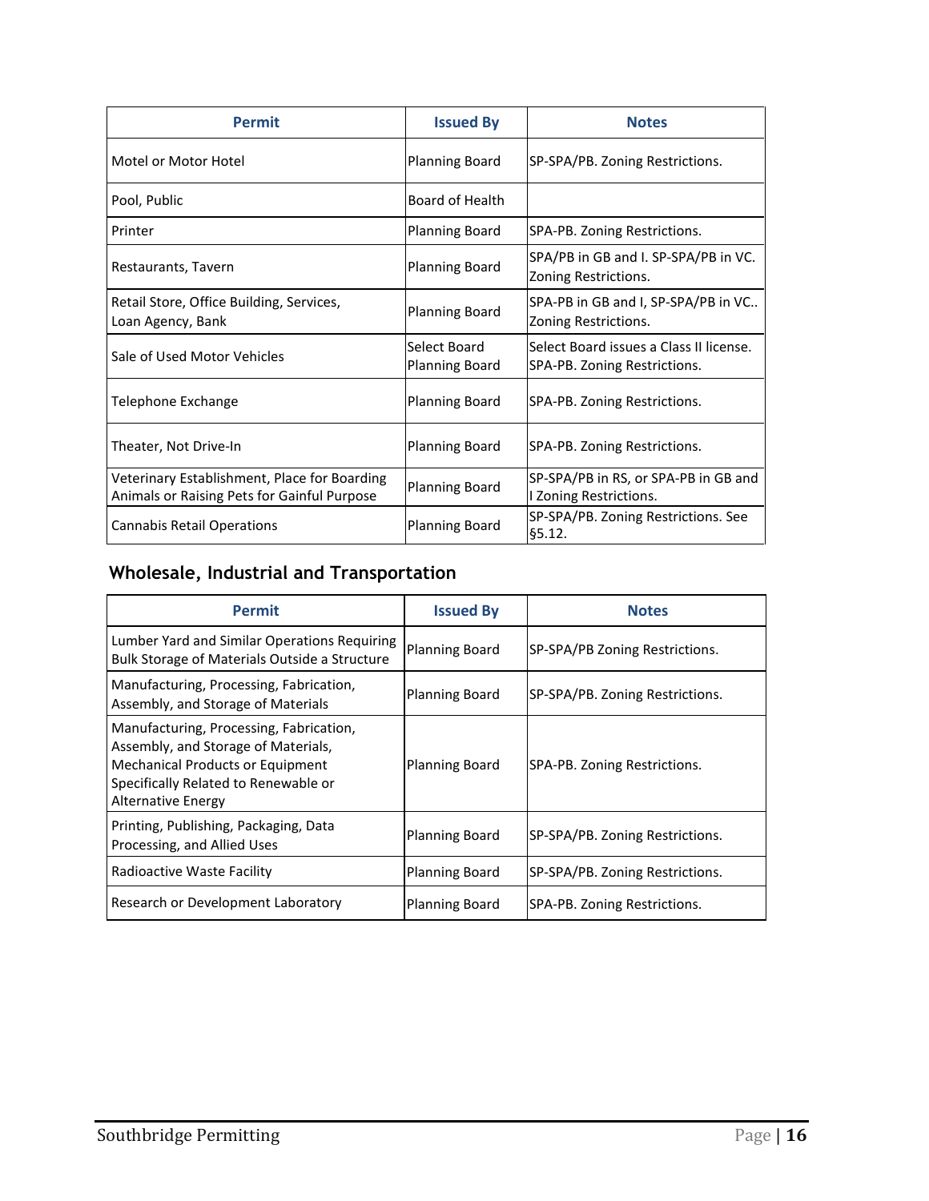| Permit | Issued By | Notes |
| --- | --- | --- |
| Motel or Motor Hotel | Planning Board | SP-SPA/PB. Zoning Restrictions. |
| Pool, Public | Board of Health | |
| Printer | Planning Board | SPA-PB. Zoning Restrictions. |
| Restaurants, Tavern | Planning Board | SPA/PB in GB and I. SP-SPA/PB in VC. Zoning Restrictions. |
| Retail Store, Office Building, Services, Loan Agency, Bank | Planning Board | SPA-PB in GB and I, SP-SPA/PB in VC.. Zoning Restrictions. |
| Sale of Used Motor Vehicles | Select Board Planning Board | Select Board issues a Class II license. SPA-PB. Zoning Restrictions. |
| Telephone Exchange | Planning Board | SPA-PB. Zoning Restrictions. |
| Theater, Not Drive-In | Planning Board | SPA-PB. Zoning Restrictions. |
| Veterinary Establishment, Place for Boarding Animals or Raising Pets for Gainful Purpose | Planning Board | SP-SPA/PB in RS, or SPA-PB in GB and I Zoning Restrictions. |
| Cannabis Retail Operations | Planning Board | SP-SPA/PB. Zoning Restrictions. See §5.12. |

## Wholesale, Industrial and Transportation

| Permit | Issued By | Notes |
| --- | --- | --- |
| Lumber Yard and Similar Operations Requiring Bulk Storage of Materials Outside a Structure | Planning Board | SP-SPA/PB Zoning Restrictions. |
| Manufacturing, Processing, Fabrication, Assembly, and Storage of Materials | Planning Board | SP-SPA/PB. Zoning Restrictions. |
| Manufacturing, Processing, Fabrication, Assembly, and Storage of Materials, Mechanical Products or Equipment Specifically Related to Renewable or Alternative Energy | Planning Board | SPA-PB. Zoning Restrictions. |
| Printing, Publishing, Packaging, Data Processing, and Allied Uses | Planning Board | SP-SPA/PB. Zoning Restrictions. |
| Radioactive Waste Facility | Planning Board | SP-SPA/PB. Zoning Restrictions. |
| Research or Development Laboratory | Planning Board | SPA-PB. Zoning Restrictions. |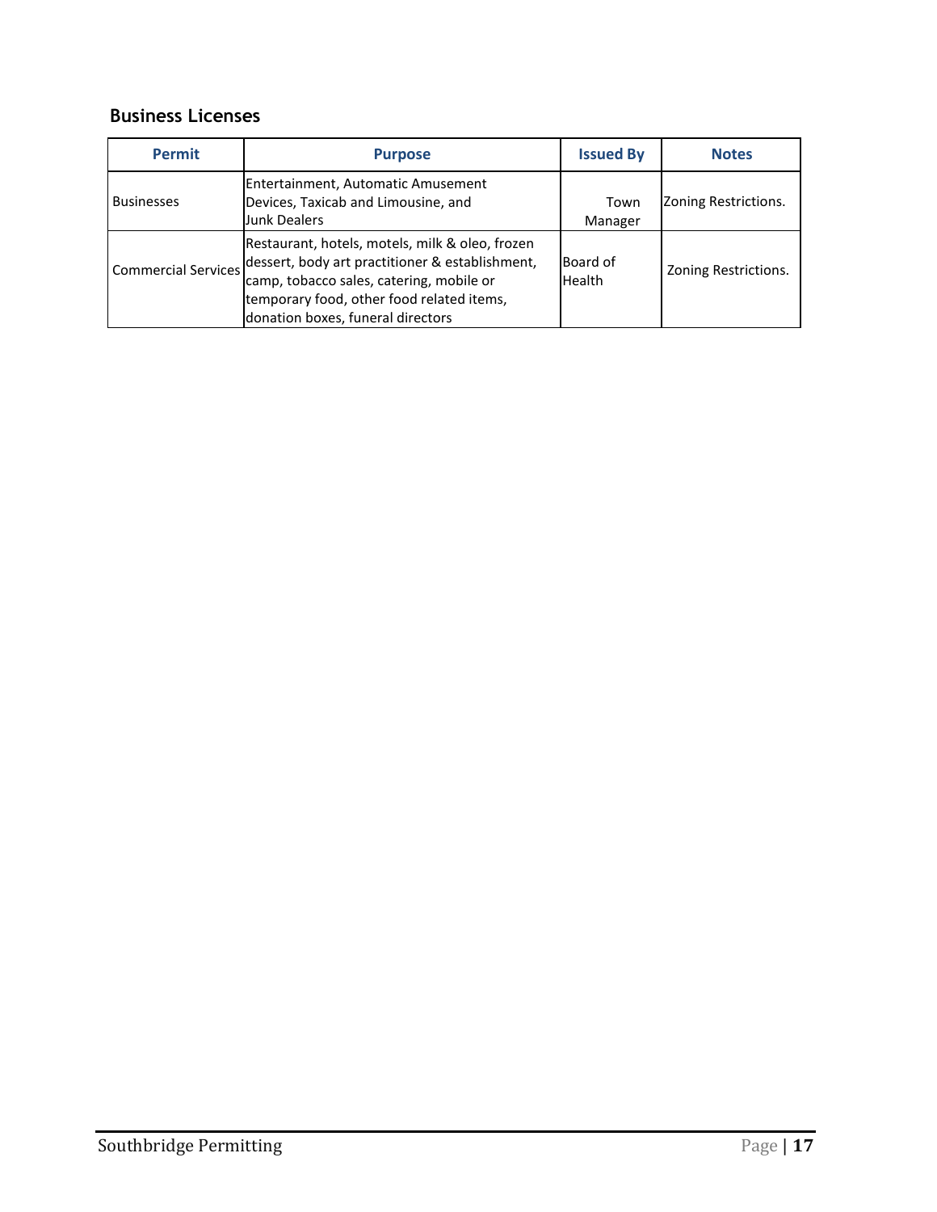## Business Licenses

| Permit | Purpose | Issued By | Notes |
|---|---|---|---|
| Businesses | Entertainment, Automatic Amusement Devices, Taxicab and Limousine, and Junk Dealers | Town Manager | Zoning Restrictions. |
| Commercial Services | Restaurant, hotels, motels, milk & oleo, frozen dessert, body art practitioner & establishment, camp, tobacco sales, catering, mobile or temporary food, other food related items, donation boxes, funeral directors | Board of Health | Zoning Restrictions. |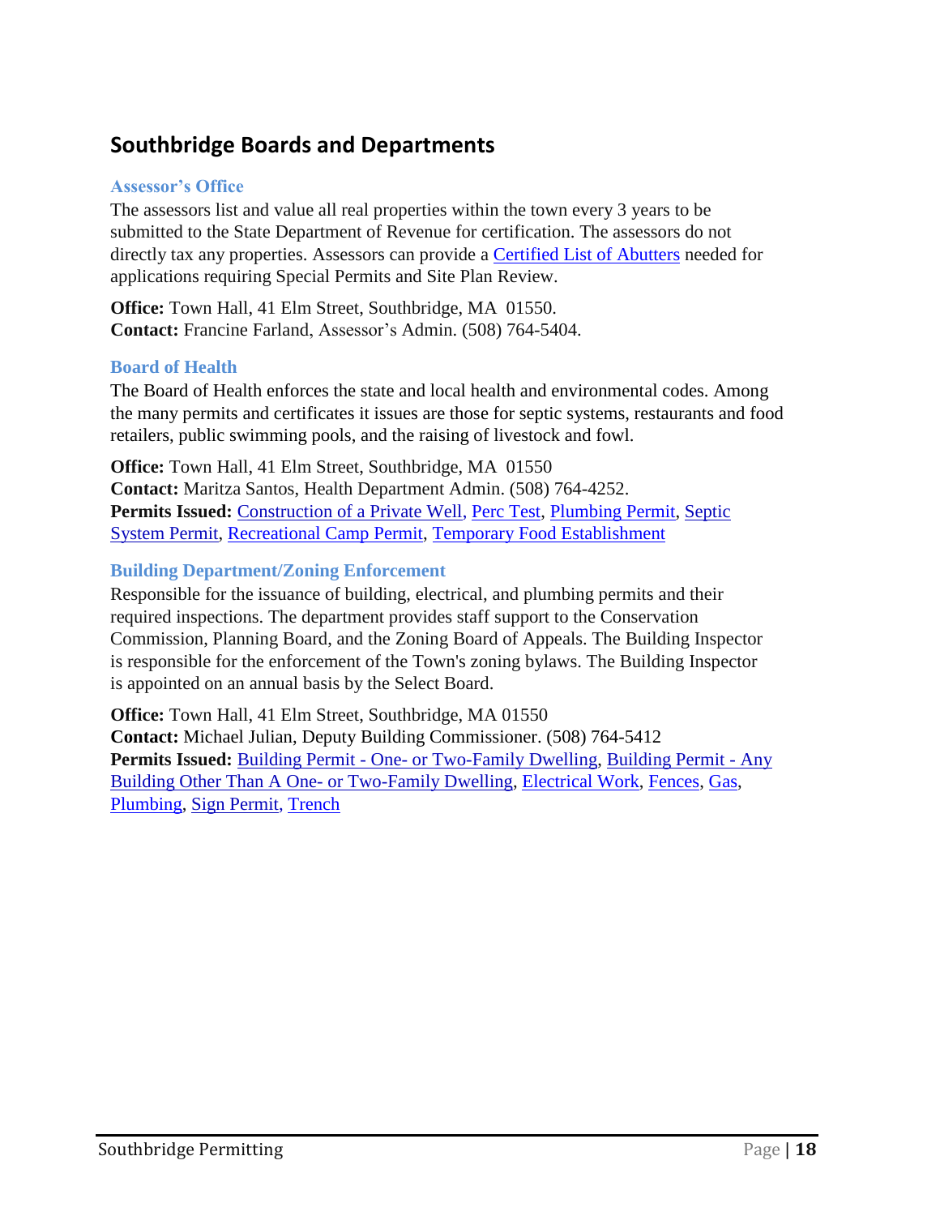## Southbridge Boards and Departments

### Assessor's Office

The assessors list and value all real properties within the town every 3 years to be submitted to the State Department of Revenue for certification. The assessors do not directly tax any properties. Assessors can provide a Certified List of Abutters needed for applications requiring Special Permits and Site Plan Review.

**Office:** Town Hall, 41 Elm Street, Southbridge, MA 01550.
**Contact:** Francine Farland, Assessor's Admin. (508) 764-5404.

### Board of Health

The Board of Health enforces the state and local health and environmental codes. Among the many permits and certificates it issues are those for septic systems, restaurants and food retailers, public swimming pools, and the raising of livestock and fowl.

**Office:** Town Hall, 41 Elm Street, Southbridge, MA 01550
**Contact:** Maritza Santos, Health Department Admin. (508) 764-4252.
**Permits Issued:** Construction of a Private Well, Perc Test, Plumbing Permit, Septic System Permit, Recreational Camp Permit, Temporary Food Establishment

### Building Department/Zoning Enforcement

Responsible for the issuance of building, electrical, and plumbing permits and their required inspections. The department provides staff support to the Conservation Commission, Planning Board, and the Zoning Board of Appeals. The Building Inspector is responsible for the enforcement of the Town's zoning bylaws. The Building Inspector is appointed on an annual basis by the Select Board.

**Office:** Town Hall, 41 Elm Street, Southbridge, MA 01550
**Contact:** Michael Julian, Deputy Building Commissioner. (508) 764-5412
**Permits Issued:** Building Permit - One- or Two-Family Dwelling, Building Permit - Any Building Other Than A One- or Two-Family Dwelling, Electrical Work, Fences, Gas, Plumbing, Sign Permit, Trench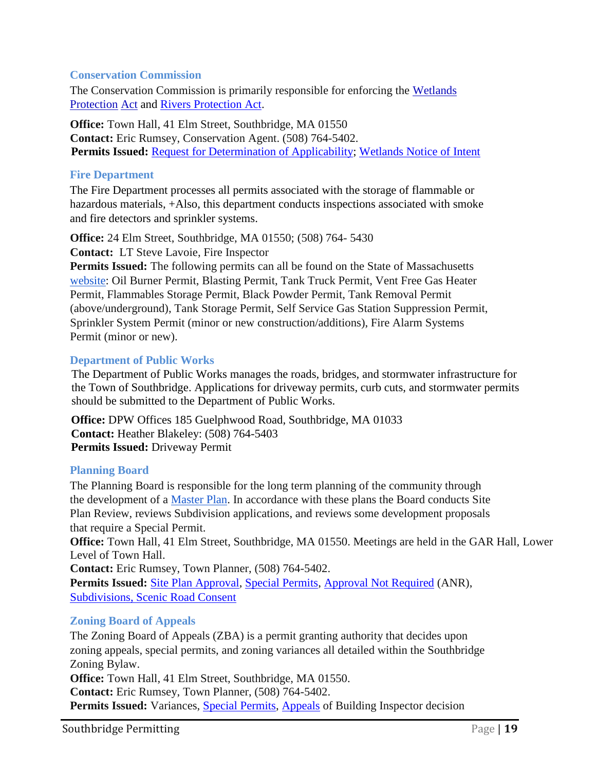### Conservation Commission

The Conservation Commission is primarily responsible for enforcing the Wetlands Protection Act and Rivers Protection Act.

**Office:** Town Hall, 41 Elm Street, Southbridge, MA 01550
**Contact:** Eric Rumsey, Conservation Agent. (508) 764-5402.
**Permits Issued:** Request for Determination of Applicability; Wetlands Notice of Intent

### Fire Department

The Fire Department processes all permits associated with the storage of flammable or hazardous materials, +Also, this department conducts inspections associated with smoke and fire detectors and sprinkler systems.

**Office:** 24 Elm Street, Southbridge, MA 01550; (508) 764- 5430
**Contact:** LT Steve Lavoie, Fire Inspector
**Permits Issued:** The following permits can all be found on the State of Massachusetts website: Oil Burner Permit, Blasting Permit, Tank Truck Permit, Vent Free Gas Heater Permit, Flammables Storage Permit, Black Powder Permit, Tank Removal Permit (above/underground), Tank Storage Permit, Self Service Gas Station Suppression Permit, Sprinkler System Permit (minor or new construction/additions), Fire Alarm Systems Permit (minor or new).

### Department of Public Works

The Department of Public Works manages the roads, bridges, and stormwater infrastructure for the Town of Southbridge. Applications for driveway permits, curb cuts, and stormwater permits should be submitted to the Department of Public Works.

**Office:** DPW Offices 185 Guelphwood Road, Southbridge, MA 01033
**Contact:** Heather Blakeley: (508) 764-5403
**Permits Issued:** Driveway Permit

### Planning Board

The Planning Board is responsible for the long term planning of the community through the development of a Master Plan. In accordance with these plans the Board conducts Site Plan Review, reviews Subdivision applications, and reviews some development proposals that require a Special Permit.
**Office:** Town Hall, 41 Elm Street, Southbridge, MA 01550. Meetings are held in the GAR Hall, Lower Level of Town Hall.
**Contact:** Eric Rumsey, Town Planner, (508) 764-5402.
**Permits Issued:** Site Plan Approval, Special Permits, Approval Not Required (ANR), Subdivisions, Scenic Road Consent

### Zoning Board of Appeals

The Zoning Board of Appeals (ZBA) is a permit granting authority that decides upon zoning appeals, special permits, and zoning variances all detailed within the Southbridge Zoning Bylaw.
**Office:** Town Hall, 41 Elm Street, Southbridge, MA 01550.
**Contact:** Eric Rumsey, Town Planner, (508) 764-5402.
**Permits Issued:** Variances, Special Permits, Appeals of Building Inspector decision